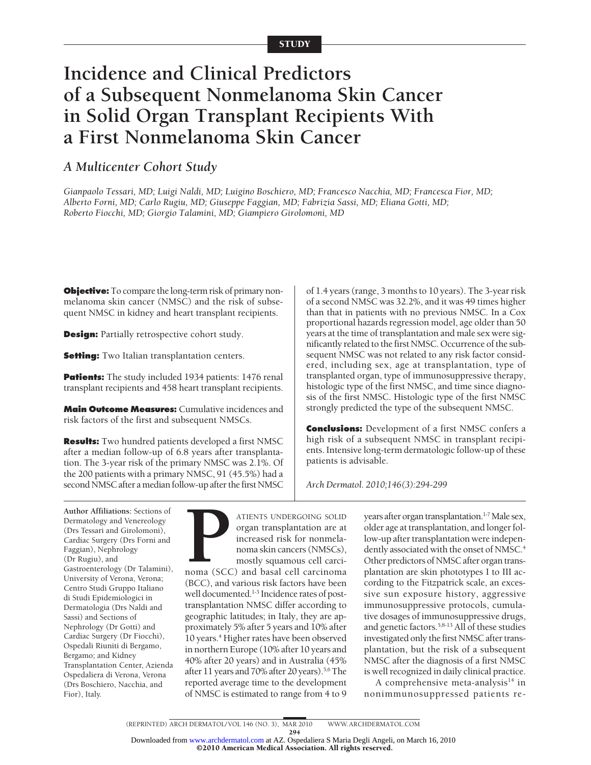STUDY

# Incidence and Clinical Predictors of a Subsequent Nonmelanoma Skin Cancer in Solid Organ Transplant Recipients With a First Nonmelanoma Skin Cancer

## *A Multicenter Cohort Study*

*Gianpaolo Tessari, MD; Luigi Naldi, MD; Luigino Boschiero, MD; Francesco Nacchia, MD; Francesca Fior, MD; Alberto Forni, MD; Carlo Rugiu, MD; Giuseppe Faggian, MD; Fabrizia Sassi, MD; Eliana Gotti, MD; Roberto Fiocchi, MD; Giorgio Talamini, MD; Giampiero Girolomoni, MD*

**Objective:** To compare the long-term risk of primary nonmelanoma skin cancer (NMSC) and the risk of subsequent NMSC in kidney and heart transplant recipients.

**Design:** Partially retrospective cohort study.

**Setting:** Two Italian transplantation centers.

**Patients:** The study included 1934 patients: 1476 renal transplant recipients and 458 heart transplant recipients.

**Main Outcome Measures:** Cumulative incidences and risk factors of the first and subsequent NMSCs.

**Results:** Two hundred patients developed a first NMSC after a median follow-up of 6.8 years after transplantation. The 3-year risk of the primary NMSC was 2.1%. Of the 200 patients with a primary NMSC, 91 (45.5%) had a second NMSC after a median follow-up after the first NMSC of 1.4 years (range, 3 months to 10 years). The 3-year risk of a second NMSC was 32.2%, and it was 49 times higher than that in patients with no previous NMSC. In a Cox proportional hazards regression model, age older than 50 years at the time of transplantation and male sex were significantly related to the first NMSC. Occurrence of the subsequent NMSC was not related to any risk factor considered, including sex, age at transplantation, type of transplanted organ, type of immunosuppressive therapy, histologic type of the first NMSC, and time since diagnosis of the first NMSC. Histologic type of the first NMSC strongly predicted the type of the subsequent NMSC.

**Conclusions:** Development of a first NMSC confers a high risk of a subsequent NMSC in transplant recipients. Intensive long-term dermatologic follow-up of these patients is advisable.

*Arch Dermatol. 2010;146(3):294-299*

**Author Affiliations:** Sections of Dermatology and Venereology (Drs Tessari and Girolomoni), Cardiac Surgery (Drs Forni and Faggian), Nephrology (Dr Rugiu), and Gastroenterology (Dr Talamini), University of Verona, Verona; Centro Studi Gruppo Italiano di Studi Epidemiologici in Dermatologia (Drs Naldi and Sassi) and Sections of Nephrology (Dr Gotti) and Cardiac Surgery (Dr Fiocchi), Ospedali Riuniti di Bergamo, Bergamo; and Kidney Transplantation Center, Azienda Ospedaliera di Verona, Verona (Drs Boschiero, Nacchia, and Fior), Italy.

PATIENTS UNDERGOING SOLID organ transplantation are at increased risk for nonmelanoma skin cancers (NMSCs), mostly squamous cell carcinoma (SCC) and basal cell carcinoma (BCC), and various risk factors have been well documented.[1-3] Incidence rates of posttransplantation NMSC differ according to geographic latitudes; in Italy, they are approximately 5% after 5 years and 10% after 10 years.[4] Higher rates have been observed in northern Europe (10% after 10 years and 40% after 20 years) and in Australia (45% after 11 years and 70% after 20 years).[5,6] The reported average time to the development of NMSC is estimated to range from 4 to 9 years after organ transplantation.[1-7] Male sex, older age at transplantation, and longer follow-up after transplantation were independently associated with the onset of NMSC.[4] Other predictors of NMSC after organ transplantation are skin phototypes I to III according to the Fitzpatrick scale, an excessive sun exposure history, aggressive immunosuppressive protocols, cumulative dosages of immunosuppressive drugs, and genetic factors.[5,8-13] All of these studies investigated only the first NMSC after transplantation, but the risk of a subsequent NMSC after the diagnosis of a first NMSC is well recognized in daily clinical practice.

A comprehensive meta-analysis[14] in nonimmunosuppressed patients re-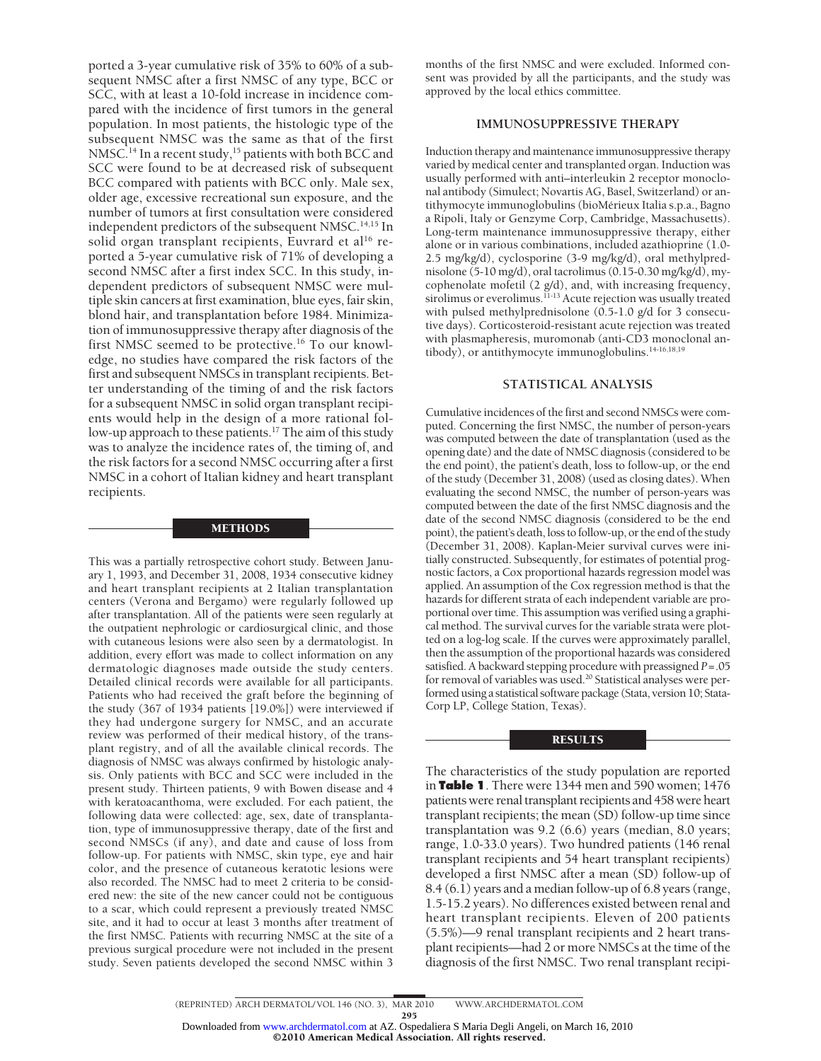ported a 3-year cumulative risk of 35% to 60% of a subsequent NMSC after a first NMSC of any type, BCC or SCC, with at least a 10-fold increase in incidence compared with the incidence of first tumors in the general population. In most patients, the histologic type of the subsequent NMSC was the same as that of the first NMSC.[14] In a recent study,[15] patients with both BCC and SCC were found to be at decreased risk of subsequent BCC compared with patients with BCC only. Male sex, older age, excessive recreational sun exposure, and the number of tumors at first consultation were considered independent predictors of the subsequent NMSC.[14,15] In solid organ transplant recipients, Euvrard et al[16] reported a 5-year cumulative risk of 71% of developing a second NMSC after a first index SCC. In this study, independent predictors of subsequent NMSC were multiple skin cancers at first examination, blue eyes, fair skin, blond hair, and transplantation before 1984. Minimization of immunosuppressive therapy after diagnosis of the first NMSC seemed to be protective.[16] To our knowledge, no studies have compared the risk factors of the first and subsequent NMSCs in transplant recipients. Better understanding of the timing of and the risk factors for a subsequent NMSC in solid organ transplant recipients would help in the design of a more rational follow-up approach to these patients.[17] The aim of this study was to analyze the incidence rates of, the timing of, and the risk factors for a second NMSC occurring after a first NMSC in a cohort of Italian kidney and heart transplant recipients.

## METHODS

This was a partially retrospective cohort study. Between January 1, 1993, and December 31, 2008, 1934 consecutive kidney and heart transplant recipients at 2 Italian transplantation centers (Verona and Bergamo) were regularly followed up after transplantation. All of the patients were seen regularly at the outpatient nephrologic or cardiosurgical clinic, and those with cutaneous lesions were also seen by a dermatologist. In addition, every effort was made to collect information on any dermatologic diagnoses made outside the study centers. Detailed clinical records were available for all participants. Patients who had received the graft before the beginning of the study (367 of 1934 patients [19.0%]) were interviewed if they had undergone surgery for NMSC, and an accurate review was performed of their medical history, of the transplant registry, and of all the available clinical records. The diagnosis of NMSC was always confirmed by histologic analysis. Only patients with BCC and SCC were included in the present study. Thirteen patients, 9 with Bowen disease and 4 with keratoacanthoma, were excluded. For each patient, the following data were collected: age, sex, date of transplantation, type of immunosuppressive therapy, date of the first and second NMSCs (if any), and date and cause of loss from follow-up. For patients with NMSC, skin type, eye and hair color, and the presence of cutaneous keratotic lesions were also recorded. The NMSC had to meet 2 criteria to be considered new: the site of the new cancer could not be contiguous to a scar, which could represent a previously treated NMSC site, and it had to occur at least 3 months after treatment of the first NMSC. Patients with recurring NMSC at the site of a previous surgical procedure were not included in the present study. Seven patients developed the second NMSC within 3 months of the first NMSC and were excluded. Informed consent was provided by all the participants, and the study was approved by the local ethics committee.

### IMMUNOSUPPRESSIVE THERAPY

Induction therapy and maintenance immunosuppressive therapy varied by medical center and transplanted organ. Induction was usually performed with anti–interleukin 2 receptor monoclonal antibody (Simulect; Novartis AG, Basel, Switzerland) or antithymocyte immunoglobulins (bioMérieux Italia s.p.a., Bagno a Ripoli, Italy or Genzyme Corp, Cambridge, Massachusetts). Long-term maintenance immunosuppressive therapy, either alone or in various combinations, included azathioprine (1.0-2.5 mg/kg/d), cyclosporine (3-9 mg/kg/d), oral methylprednisolone (5-10 mg/d), oral tacrolimus (0.15-0.30 mg/kg/d), mycophenolate mofetil (2 g/d), and, with increasing frequency, sirolimus or everolimus.[11-13] Acute rejection was usually treated with pulsed methylprednisolone (0.5-1.0 g/d for 3 consecutive days). Corticosteroid-resistant acute rejection was treated with plasmapheresis, muromonab (anti-CD3 monoclonal antibody), or antithymocyte immunoglobulins.[14-16,18,19]

### STATISTICAL ANALYSIS

Cumulative incidences of the first and second NMSCs were computed. Concerning the first NMSC, the number of person-years was computed between the date of transplantation (used as the opening date) and the date of NMSC diagnosis (considered to be the end point), the patient's death, loss to follow-up, or the end of the study (December 31, 2008) (used as closing dates). When evaluating the second NMSC, the number of person-years was computed between the date of the first NMSC diagnosis and the date of the second NMSC diagnosis (considered to be the end point), the patient's death, loss to follow-up, or the end of the study (December 31, 2008). Kaplan-Meier survival curves were initially constructed. Subsequently, for estimates of potential prognostic factors, a Cox proportional hazards regression model was applied. An assumption of the Cox regression method is that the hazards for different strata of each independent variable are proportional over time. This assumption was verified using a graphical method. The survival curves for the variable strata were plotted on a log-log scale. If the curves were approximately parallel, then the assumption of the proportional hazards was considered satisfied. A backward stepping procedure with preassigned $P = .05$ for removal of variables was used.[20] Statistical analyses were performed using a statistical software package (Stata, version 10; StataCorp LP, College Station, Texas).

## RESULTS

The characteristics of the study population are reported in **Table 1**. There were 1344 men and 590 women; 1476 patients were renal transplant recipients and 458 were heart transplant recipients; the mean (SD) follow-up time since transplantation was 9.2 (6.6) years (median, 8.0 years; range, 1.0-33.0 years). Two hundred patients (146 renal transplant recipients and 54 heart transplant recipients) developed a first NMSC after a mean (SD) follow-up of 8.4 (6.1) years and a median follow-up of 6.8 years (range, 1.5-15.2 years). No differences existed between renal and heart transplant recipients. Eleven of 200 patients (5.5%)—9 renal transplant recipients and 2 heart transplant recipients—had 2 or more NMSCs at the time of the diagnosis of the first NMSC. Two renal transplant recipi-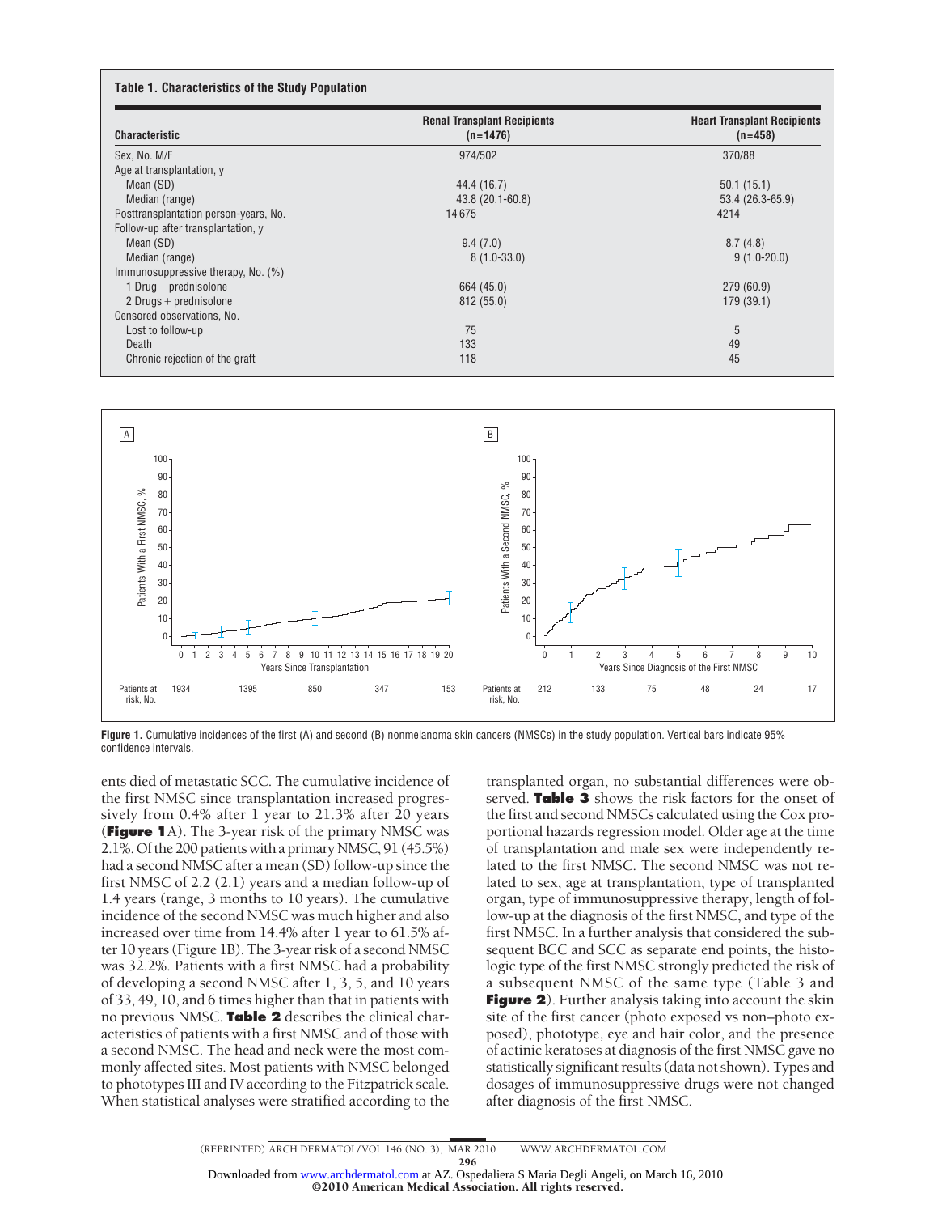**Table 1. Characteristics of the Study Population**

| Characteristic | Renal Transplant Recipients (n=1476) | Heart Transplant Recipients (n=458) |
|---|---|---|
| Sex, No. M/F | 974/502 | 370/88 |
| Age at transplantation, y | | |
| Mean (SD) | 44.4 (16.7) | 50.1 (15.1) |
| Median (range) | 43.8 (20.1-60.8) | 53.4 (26.3-65.9) |
| Posttransplantation person-years, No. | 14 675 | 4214 |
| Follow-up after transplantation, y | | |
| Mean (SD) | 9.4 (7.0) | 8.7 (4.8) |
| Median (range) | 8 (1.0-33.0) | 9 (1.0-20.0) |
| Immunosuppressive therapy, No. (%) | | |
| 1 Drug + prednisolone | 664 (45.0) | 279 (60.9) |
| 2 Drugs + prednisolone | 812 (55.0) | 179 (39.1) |
| Censored observations, No. | | |
| Lost to follow-up | 75 | 5 |
| Death | 133 | 49 |
| Chronic rejection of the graft | 118 | 45 |

**Figure 1.** Cumulative incidences of the first (A) and second (B) nonmelanoma skin cancers (NMSCs) in the study population. Vertical bars indicate 95% confidence intervals.

ents died of metastatic SCC. The cumulative incidence of the first NMSC since transplantation increased progressively from 0.4% after 1 year to 21.3% after 20 years (**Figure 1**A). The 3-year risk of the primary NMSC was 2.1%. Of the 200 patients with a primary NMSC, 91 (45.5%) had a second NMSC after a mean (SD) follow-up since the first NMSC of 2.2 (2.1) years and a median follow-up of 1.4 years (range, 3 months to 10 years). The cumulative incidence of the second NMSC was much higher and also increased over time from 14.4% after 1 year to 61.5% after 10 years (Figure 1B). The 3-year risk of a second NMSC was 32.2%. Patients with a first NMSC had a probability of developing a second NMSC after 1, 3, 5, and 10 years of 33, 49, 10, and 6 times higher than that in patients with no previous NMSC. **Table 2** describes the clinical characteristics of patients with a first NMSC and of those with a second NMSC. The head and neck were the most commonly affected sites. Most patients with NMSC belonged to phototypes III and IV according to the Fitzpatrick scale. When statistical analyses were stratified according to the transplanted organ, no substantial differences were observed. **Table 3** shows the risk factors for the onset of the first and second NMSCs calculated using the Cox proportional hazards regression model. Older age at the time of transplantation and male sex were independently related to the first NMSC. The second NMSC was not related to sex, age at transplantation, type of transplanted organ, type of immunosuppressive therapy, length of follow-up at the diagnosis of the first NMSC, and type of the first NMSC. In a further analysis that considered the subsequent BCC and SCC as separate end points, the histologic type of the first NMSC strongly predicted the risk of a subsequent NMSC of the same type (Table 3 and **Figure 2**). Further analysis taking into account the skin site of the first cancer (photo exposed vs non–photo exposed), phototype, eye and hair color, and the presence of actinic keratoses at diagnosis of the first NMSC gave no statistically significant results (data not shown). Types and dosages of immunosuppressive drugs were not changed after diagnosis of the first NMSC.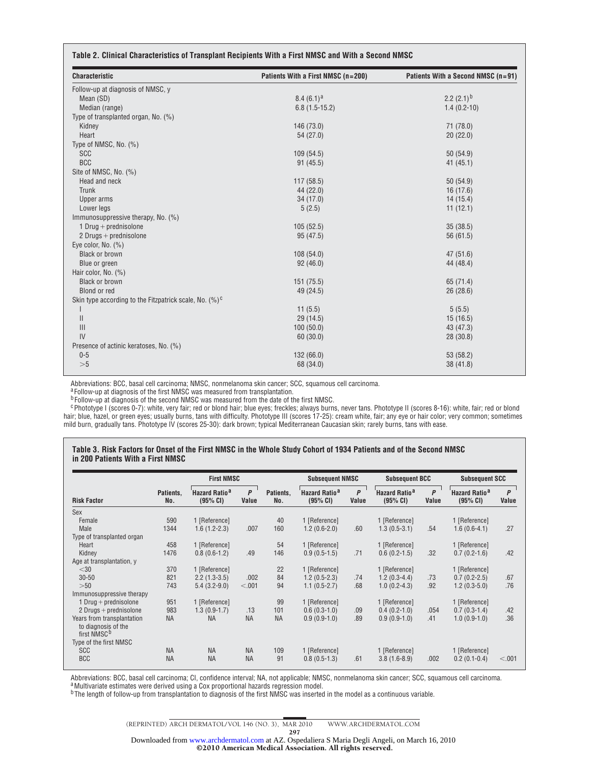**Table 2. Clinical Characteristics of Transplant Recipients With a First NMSC and With a Second NMSC**

| Characteristic | Patients With a First NMSC (n=200) | Patients With a Second NMSC (n=91) |
|---|---|---|
| Follow-up at diagnosis of NMSC, y | | |
| Mean (SD) | 8.4 (6.1)[a] | 2.2 (2.1)[b] |
| Median (range) | 6.8 (1.5-15.2) | 1.4 (0.2-10) |
| Type of transplanted organ, No. (%) | | |
| Kidney | 146 (73.0) | 71 (78.0) |
| Heart | 54 (27.0) | 20 (22.0) |
| Type of NMSC, No. (%) | | |
| SCC | 109 (54.5) | 50 (54.9) |
| BCC | 91 (45.5) | 41 (45.1) |
| Site of NMSC, No. (%) | | |
| Head and neck | 117 (58.5) | 50 (54.9) |
| Trunk | 44 (22.0) | 16 (17.6) |
| Upper arms | 34 (17.0) | 14 (15.4) |
| Lower legs | 5 (2.5) | 11 (12.1) |
| Immunosuppressive therapy, No. (%) | | |
| 1 Drug + prednisolone | 105 (52.5) | 35 (38.5) |
| 2 Drugs + prednisolone | 95 (47.5) | 56 (61.5) |
| Eye color, No. (%) | | |
| Black or brown | 108 (54.0) | 47 (51.6) |
| Blue or green | 92 (46.0) | 44 (48.4) |
| Hair color, No. (%) | | |
| Black or brown | 151 (75.5) | 65 (71.4) |
| Blond or red | 49 (24.5) | 26 (28.6) |
| Skin type according to the Fitzpatrick scale, No. (%)[c] | | |
| I | 11 (5.5) | 5 (5.5) |
| II | 29 (14.5) | 15 (16.5) |
| III | 100 (50.0) | 43 (47.3) |
| IV | 60 (30.0) | 28 (30.8) |
| Presence of actinic keratoses, No. (%) | | |
| 0-5 | 132 (66.0) | 53 (58.2) |
| >5 | 68 (34.0) | 38 (41.8) |

Abbreviations: BCC, basal cell carcinoma; NMSC, nonmelanoma skin cancer; SCC, squamous cell carcinoma.
[a] Follow-up at diagnosis of the first NMSC was measured from transplantation.
[b] Follow-up at diagnosis of the second NMSC was measured from the date of the first NMSC.
[c] Phototype I (scores 0-7): white, very fair; red or blond hair; blue eyes; freckles; always burns, never tans. Phototype II (scores 8-16): white, fair; red or blond hair; blue, hazel, or green eyes; usually burns, tans with difficulty. Phototype III (scores 17-25): cream white, fair; any eye or hair color; very common; sometimes mild burn, gradually tans. Phototype IV (scores 25-30): dark brown; typical Mediterranean Caucasian skin; rarely burns, tans with ease.

**Table 3. Risk Factors for Onset of the First NMSC in the Whole Study Cohort of 1934 Patients and of the Second NMSC in 200 Patients With a First NMSC**

| | | First NMSC | | | Subsequent NMSC | | Subsequent BCC | | Subsequent SCC | |
|---|---|---|---|---|---|---|---|---|---|---|
| Risk Factor | Patients, No. | Hazard Ratio[a] (95% CI) | *P* Value | Patients, No. | Hazard Ratio[a] (95% CI) | *P* Value | Hazard Ratio[a] (95% CI) | *P* Value | Hazard Ratio[a] (95% CI) | *P* Value |
| Sex | | | | | | | | | | |
| Female | 590 | 1 [Reference] | | 40 | 1 [Reference] | | 1 [Reference] | | 1 [Reference] | |
| Male | 1344 | 1.6 (1.2-2.3) | .007 | 160 | 1.2 (0.6-2.0) | .60 | 1.3 (0.5-3.1) | .54 | 1.6 (0.6-4.1) | .27 |
| Type of transplanted organ | | | | | | | | | | |
| Heart | 458 | 1 [Reference] | | 54 | 1 [Reference] | | 1 [Reference] | | 1 [Reference] | |
| Kidney | 1476 | 0.8 (0.6-1.2) | .49 | 146 | 0.9 (0.5-1.5) | .71 | 0.6 (0.2-1.5) | .32 | 0.7 (0.2-1.6) | .42 |
| Age at transplantation, y | | | | | | | | | | |
| <30 | 370 | 1 [Reference] | | 22 | 1 [Reference] | | 1 [Reference] | | 1 [Reference] | |
| 30-50 | 821 | 2.2 (1.3-3.5) | .002 | 84 | 1.2 (0.5-2.3) | .74 | 1.2 (0.3-4.4) | .73 | 0.7 (0.2-2.5) | .67 |
| >50 | 743 | 5.4 (3.2-9.0) | <.001 | 94 | 1.1 (0.5-2.7) | .68 | 1.0 (0.2-4.3) | .92 | 1.2 (0.3-5.0) | .76 |
| Immunosuppressive therapy | | | | | | | | | | |
| 1 Drug + prednisolone | 951 | 1 [Reference] | | 99 | 1 [Reference] | | 1 [Reference] | | 1 [Reference] | |
| 2 Drugs + prednisolone | 983 | 1.3 (0.9-1.7) | .13 | 101 | 0.6 (0.3-1.0) | .09 | 0.4 (0.2-1.0) | .054 | 0.7 (0.3-1.4) | .42 |
| Years from transplantation to diagnosis of the first NMSC[b] | NA | NA | NA | NA | 0.9 (0.9-1.0) | .89 | 0.9 (0.9-1.0) | .41 | 1.0 (0.9-1.0) | .36 |
| Type of the first NMSC | | | | | | | | | | |
| SCC | NA | NA | NA | 109 | 1 [Reference] | | 1 [Reference] | | 1 [Reference] | |
| BCC | NA | NA | NA | 91 | 0.8 (0.5-1.3) | .61 | 3.8 (1.6-8.9) | .002 | 0.2 (0.1-0.4) | <.001 |

Abbreviations: BCC, basal cell carcinoma; CI, confidence interval; NA, not applicable; NMSC, nonmelanoma skin cancer; SCC, squamous cell carcinoma.
[a] Multivariate estimates were derived using a Cox proportional hazards regression model.
[b] The length of follow-up from transplantation to diagnosis of the first NMSC was inserted in the model as a continuous variable.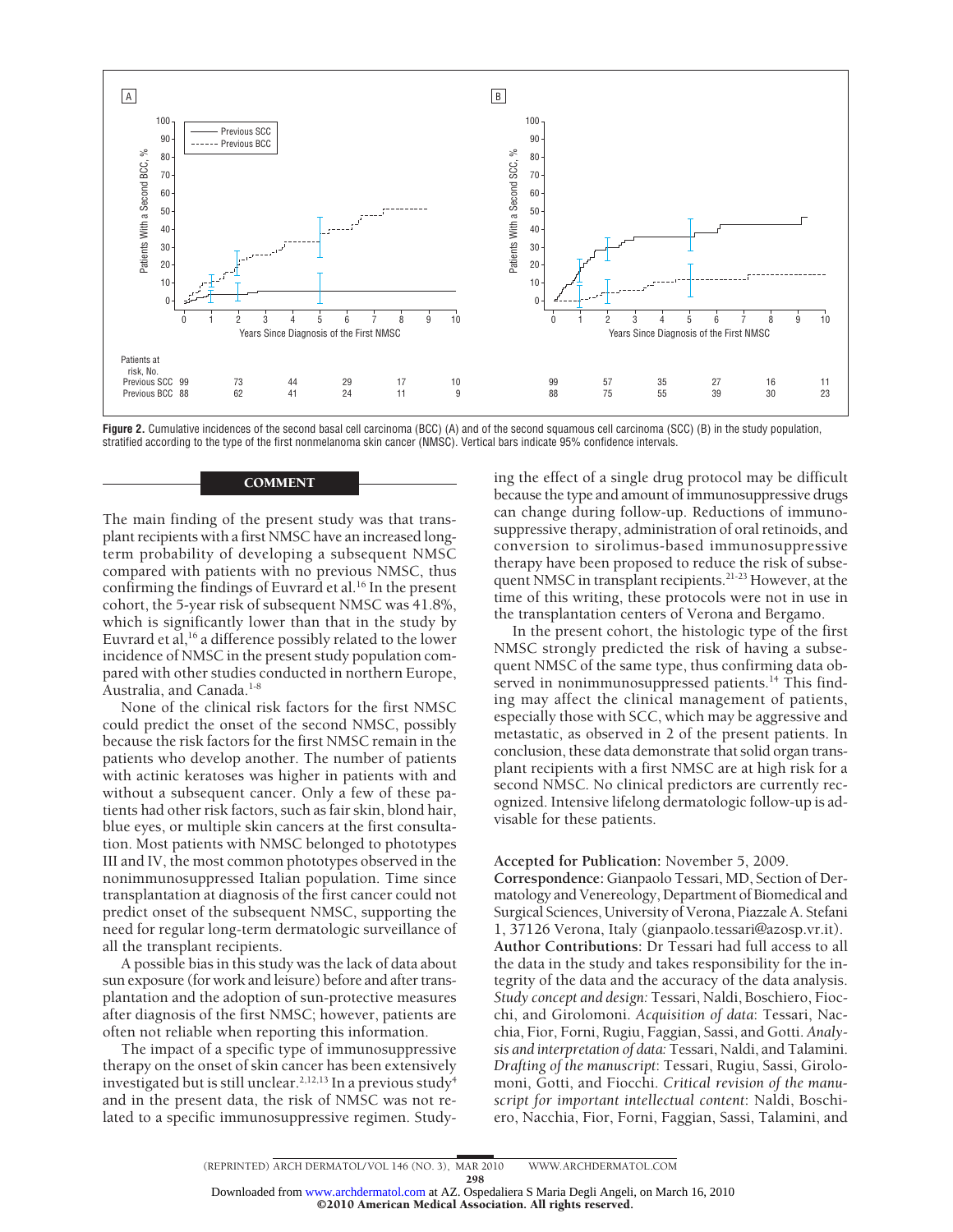Figure 2. Cumulative incidences of the second basal cell carcinoma (BCC) (A) and of the second squamous cell carcinoma (SCC) (B) in the study population, stratified according to the type of the first nonmelanoma skin cancer (NMSC). Vertical bars indicate 95% confidence intervals.

## COMMENT

The main finding of the present study was that transplant recipients with a first NMSC have an increased long-term probability of developing a subsequent NMSC compared with patients with no previous NMSC, thus confirming the findings of Euvrard et al.[16] In the present cohort, the 5-year risk of subsequent NMSC was 41.8%, which is significantly lower than that in the study by Euvrard et al,[16] a difference possibly related to the lower incidence of NMSC in the present study population compared with other studies conducted in northern Europe, Australia, and Canada.[1-8]

None of the clinical risk factors for the first NMSC could predict the onset of the second NMSC, possibly because the risk factors for the first NMSC remain in the patients who develop another. The number of patients with actinic keratoses was higher in patients with and without a subsequent cancer. Only a few of these patients had other risk factors, such as fair skin, blond hair, blue eyes, or multiple skin cancers at the first consultation. Most patients with NMSC belonged to phototypes III and IV, the most common phototypes observed in the nonimmunosuppressed Italian population. Time since transplantation at diagnosis of the first cancer could not predict onset of the subsequent NMSC, supporting the need for regular long-term dermatologic surveillance of all the transplant recipients.

A possible bias in this study was the lack of data about sun exposure (for work and leisure) before and after transplantation and the adoption of sun-protective measures after diagnosis of the first NMSC; however, patients are often not reliable when reporting this information.

The impact of a specific type of immunosuppressive therapy on the onset of skin cancer has been extensively investigated but is still unclear.[2,12,13] In a previous study[4] and in the present data, the risk of NMSC was not related to a specific immunosuppressive regimen. Studying the effect of a single drug protocol may be difficult because the type and amount of immunosuppressive drugs can change during follow-up. Reductions of immunosuppressive therapy, administration of oral retinoids, and conversion to sirolimus-based immunosuppressive therapy have been proposed to reduce the risk of subsequent NMSC in transplant recipients.[21-23] However, at the time of this writing, these protocols were not in use in the transplantation centers of Verona and Bergamo.

In the present cohort, the histologic type of the first NMSC strongly predicted the risk of having a subsequent NMSC of the same type, thus confirming data observed in nonimmunosuppressed patients.[14] This finding may affect the clinical management of patients, especially those with SCC, which may be aggressive and metastatic, as observed in 2 of the present patients. In conclusion, these data demonstrate that solid organ transplant recipients with a first NMSC are at high risk for a second NMSC. No clinical predictors are currently recognized. Intensive lifelong dermatologic follow-up is advisable for these patients.

**Accepted for Publication:** November 5, 2009.

**Correspondence:** Gianpaolo Tessari, MD, Section of Dermatology and Venereology, Department of Biomedical and Surgical Sciences, University of Verona, Piazzale A. Stefani 1, 37126 Verona, Italy (gianpaolo.tessari@azosp.vr.it).

**Author Contributions:** Dr Tessari had full access to all the data in the study and takes responsibility for the integrity of the data and the accuracy of the data analysis. *Study concept and design:* Tessari, Naldi, Boschiero, Fiocchi, and Girolomoni. *Acquisition of data*: Tessari, Nacchia, Fior, Forni, Rugiu, Faggian, Sassi, and Gotti. *Analysis and interpretation of data:* Tessari, Naldi, and Talamini. *Drafting of the manuscript*: Tessari, Rugiu, Sassi, Girolomoni, Gotti, and Fiocchi. *Critical revision of the manuscript for important intellectual content*: Naldi, Boschiero, Nacchia, Fior, Forni, Faggian, Sassi, Talamini, and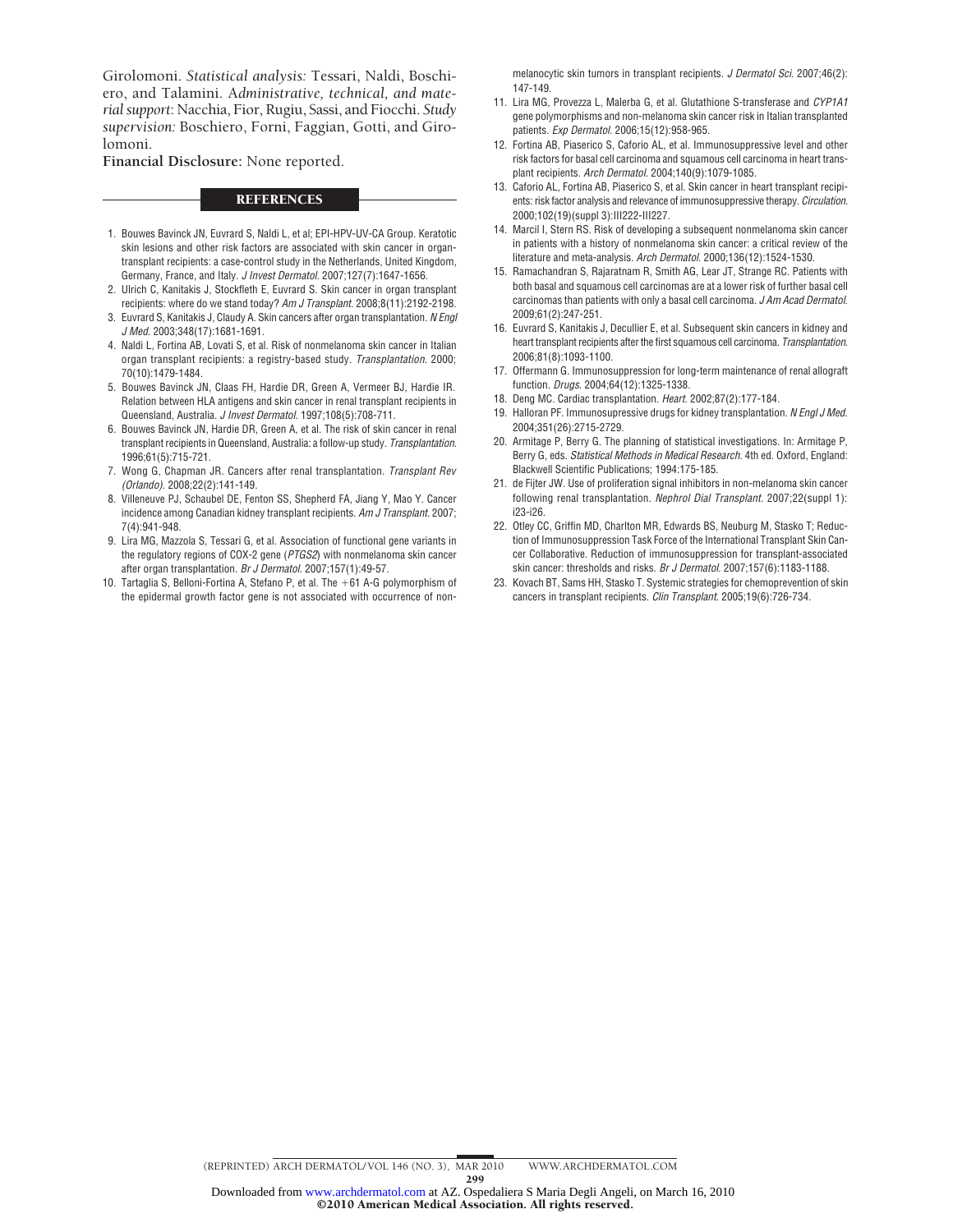Girolomoni. *Statistical analysis:* Tessari, Naldi, Boschiero, and Talamini. *Administrative, technical, and material support*: Nacchia, Fior, Rugiu, Sassi, and Fiocchi. *Study supervision:* Boschiero, Forni, Faggian, Gotti, and Girolomoni.

**Financial Disclosure:** None reported.

## REFERENCES

1. Bouwes Bavinck JN, Euvrard S, Naldi L, et al; EPI-HPV-UV-CA Group. Keratotic skin lesions and other risk factors are associated with skin cancer in organ-transplant recipients: a case-control study in the Netherlands, United Kingdom, Germany, France, and Italy. *J Invest Dermatol*. 2007;127(7):1647-1656.
2. Ulrich C, Kanitakis J, Stockfleth E, Euvrard S. Skin cancer in organ transplant recipients: where do we stand today? *Am J Transplant*. 2008;8(11):2192-2198.
3. Euvrard S, Kanitakis J, Claudy A. Skin cancers after organ transplantation. *N Engl J Med*. 2003;348(17):1681-1691.
4. Naldi L, Fortina AB, Lovati S, et al. Risk of nonmelanoma skin cancer in Italian organ transplant recipients: a registry-based study. *Transplantation*. 2000;70(10):1479-1484.
5. Bouwes Bavinck JN, Claas FH, Hardie DR, Green A, Vermeer BJ, Hardie IR. Relation between HLA antigens and skin cancer in renal transplant recipients in Queensland, Australia. *J Invest Dermatol*. 1997;108(5):708-711.
6. Bouwes Bavinck JN, Hardie DR, Green A, et al. The risk of skin cancer in renal transplant recipients in Queensland, Australia: a follow-up study. *Transplantation*. 1996;61(5):715-721.
7. Wong G, Chapman JR. Cancers after renal transplantation. *Transplant Rev (Orlando)*. 2008;22(2):141-149.
8. Villeneuve PJ, Schaubel DE, Fenton SS, Shepherd FA, Jiang Y, Mao Y. Cancer incidence among Canadian kidney transplant recipients. *Am J Transplant*. 2007;7(4):941-948.
9. Lira MG, Mazzola S, Tessari G, et al. Association of functional gene variants in the regulatory regions of COX-2 gene (*PTGS2*) with nonmelanoma skin cancer after organ transplantation. *Br J Dermatol*. 2007;157(1):49-57.
10. Tartaglia S, Belloni-Fortina A, Stefano P, et al. The +61 A-G polymorphism of the epidermal growth factor gene is not associated with occurrence of non-melanocytic skin tumors in transplant recipients. *J Dermatol Sci*. 2007;46(2):147-149.
11. Lira MG, Provezza L, Malerba G, et al. Glutathione S-transferase and *CYP1A1* gene polymorphisms and non-melanoma skin cancer risk in Italian transplanted patients. *Exp Dermatol*. 2006;15(12):958-965.
12. Fortina AB, Piaserico S, Caforio AL, et al. Immunosuppressive level and other risk factors for basal cell carcinoma and squamous cell carcinoma in heart transplant recipients. *Arch Dermatol*. 2004;140(9):1079-1085.
13. Caforio AL, Fortina AB, Piaserico S, et al. Skin cancer in heart transplant recipients: risk factor analysis and relevance of immunosuppressive therapy. *Circulation*. 2000;102(19)(suppl 3):III222-III227.
14. Marcil I, Stern RS. Risk of developing a subsequent nonmelanoma skin cancer in patients with a history of nonmelanoma skin cancer: a critical review of the literature and meta-analysis. *Arch Dermatol*. 2000;136(12):1524-1530.
15. Ramachandran S, Rajaratnam R, Smith AG, Lear JT, Strange RC. Patients with both basal and squamous cell carcinomas are at a lower risk of further basal cell carcinomas than patients with only a basal cell carcinoma. *J Am Acad Dermatol*. 2009;61(2):247-251.
16. Euvrard S, Kanitakis J, Decullier E, et al. Subsequent skin cancers in kidney and heart transplant recipients after the first squamous cell carcinoma. *Transplantation*. 2006;81(8):1093-1100.
17. Offermann G. Immunosuppression for long-term maintenance of renal allograft function. *Drugs*. 2004;64(12):1325-1338.
18. Deng MC. Cardiac transplantation. *Heart*. 2002;87(2):177-184.
19. Halloran PF. Immunosupressive drugs for kidney transplantation. *N Engl J Med*. 2004;351(26):2715-2729.
20. Armitage P, Berry G. The planning of statistical investigations. In: Armitage P, Berry G, eds. *Statistical Methods in Medical Research*. 4th ed. Oxford, England: Blackwell Scientific Publications; 1994:175-185.
21. de Fijter JW. Use of proliferation signal inhibitors in non-melanoma skin cancer following renal transplantation. *Nephrol Dial Transplant*. 2007;22(suppl 1):i23-i26.
22. Otley CC, Griffin MD, Charlton MR, Edwards BS, Neuburg M, Stasko T; Reduction of Immunosuppression Task Force of the International Transplant Skin Cancer Collaborative. Reduction of immunosuppression for transplant-associated skin cancer: thresholds and risks. *Br J Dermatol*. 2007;157(6):1183-1188.
23. Kovach BT, Sams HH, Stasko T. Systemic strategies for chemoprevention of skin cancers in transplant recipients. *Clin Transplant*. 2005;19(6):726-734.

Downloaded from www.archdermatol.com at AZ. Ospedaliera S Maria Degli Angeli, on March 16, 2010
**©2010 American Medical Association. All rights reserved.**